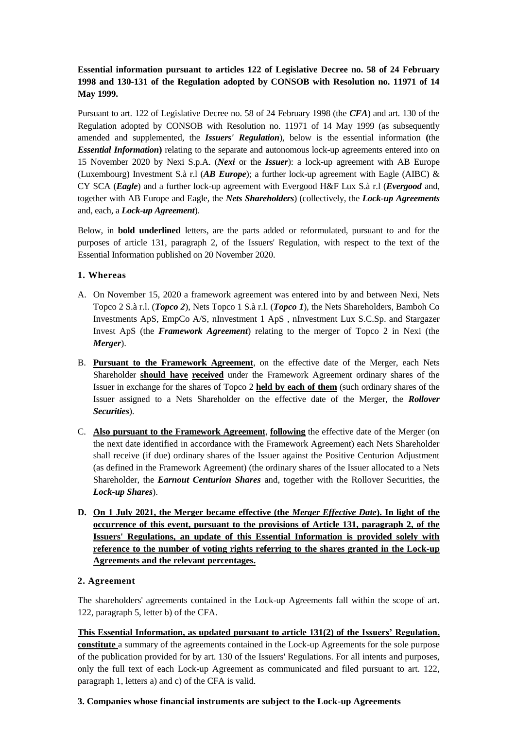**Essential information pursuant to articles 122 of Legislative Decree no. 58 of 24 February 1998 and 130-131 of the Regulation adopted by CONSOB with Resolution no. 11971 of 14 May 1999.**

Pursuant to art. 122 of Legislative Decree no. 58 of 24 February 1998 (the ***CFA***) and art. 130 of the Regulation adopted by CONSOB with Resolution no. 11971 of 14 May 1999 (as subsequently amended and supplemented, the ***Issuers' Regulation***), below is the essential information **(**the ***Essential Information*****)** relating to the separate and autonomous lock-up agreements entered into on 15 November 2020 by Nexi S.p.A. (***Nexi*** or the ***Issuer***): a lock-up agreement with AB Europe (Luxembourg) Investment S.à r.l (***AB Europe***); a further lock-up agreement with Eagle (AIBC) & CY SCA (***Eagle***) and a further lock-up agreement with Evergood H&F Lux S.à r.l (***Evergood*** and, together with AB Europe and Eagle, the ***Nets Shareholders***) (collectively, the ***Lock-up Agreements*** and, each, a ***Lock-up Agreement***).

Below, in <u>**bold underlined**</u> letters, are the parts added or reformulated, pursuant to and for the purposes of article 131, paragraph 2, of the Issuers' Regulation, with respect to the text of the Essential Information published on 20 November 2020.

## 1. Whereas

A. On November 15, 2020 a framework agreement was entered into by and between Nexi, Nets Topco 2 S.à r.l. (***Topco 2***), Nets Topco 1 S.à r.l. (***Topco 1***), the Nets Shareholders, Bamboh Co Investments ApS, EmpCo A/S, nInvestment 1 ApS , nInvestment Lux S.C.Sp. and Stargazer Invest ApS (the ***Framework Agreement***) relating to the merger of Topco 2 in Nexi (the ***Merger***).

B. <u>**Pursuant to the Framework Agreement**</u>, on the effective date of the Merger, each Nets Shareholder <u>**should have**</u> <u>**received**</u> under the Framework Agreement ordinary shares of the Issuer in exchange for the shares of Topco 2 <u>**held by each of them**</u> (such ordinary shares of the Issuer assigned to a Nets Shareholder on the effective date of the Merger, the ***Rollover Securities***).

C. <u>**Also pursuant to the Framework Agreement**</u>, <u>**following**</u> the effective date of the Merger (on the next date identified in accordance with the Framework Agreement) each Nets Shareholder shall receive (if due) ordinary shares of the Issuer against the Positive Centurion Adjustment (as defined in the Framework Agreement) (the ordinary shares of the Issuer allocated to a Nets Shareholder, the ***Earnout Centurion Shares*** and, together with the Rollover Securities, the ***Lock-up Shares***).

D. <u>**On 1 July 2021, the Merger became effective (the *Merger Effective Date*). In light of the occurrence of this event, pursuant to the provisions of Article 131, paragraph 2, of the Issuers' Regulations, an update of this Essential Information is provided solely with reference to the number of voting rights referring to the shares granted in the Lock-up Agreements and the relevant percentages.**</u>

## 2. Agreement

The shareholders' agreements contained in the Lock-up Agreements fall within the scope of art. 122, paragraph 5, letter b) of the CFA.

<u>**This Essential Information, as updated pursuant to article 131(2) of the Issuers' Regulation, constitute**</u> a summary of the agreements contained in the Lock-up Agreements for the sole purpose of the publication provided for by art. 130 of the Issuers' Regulations. For all intents and purposes, only the full text of each Lock-up Agreement as communicated and filed pursuant to art. 122, paragraph 1, letters a) and c) of the CFA is valid.

## 3. Companies whose financial instruments are subject to the Lock-up Agreements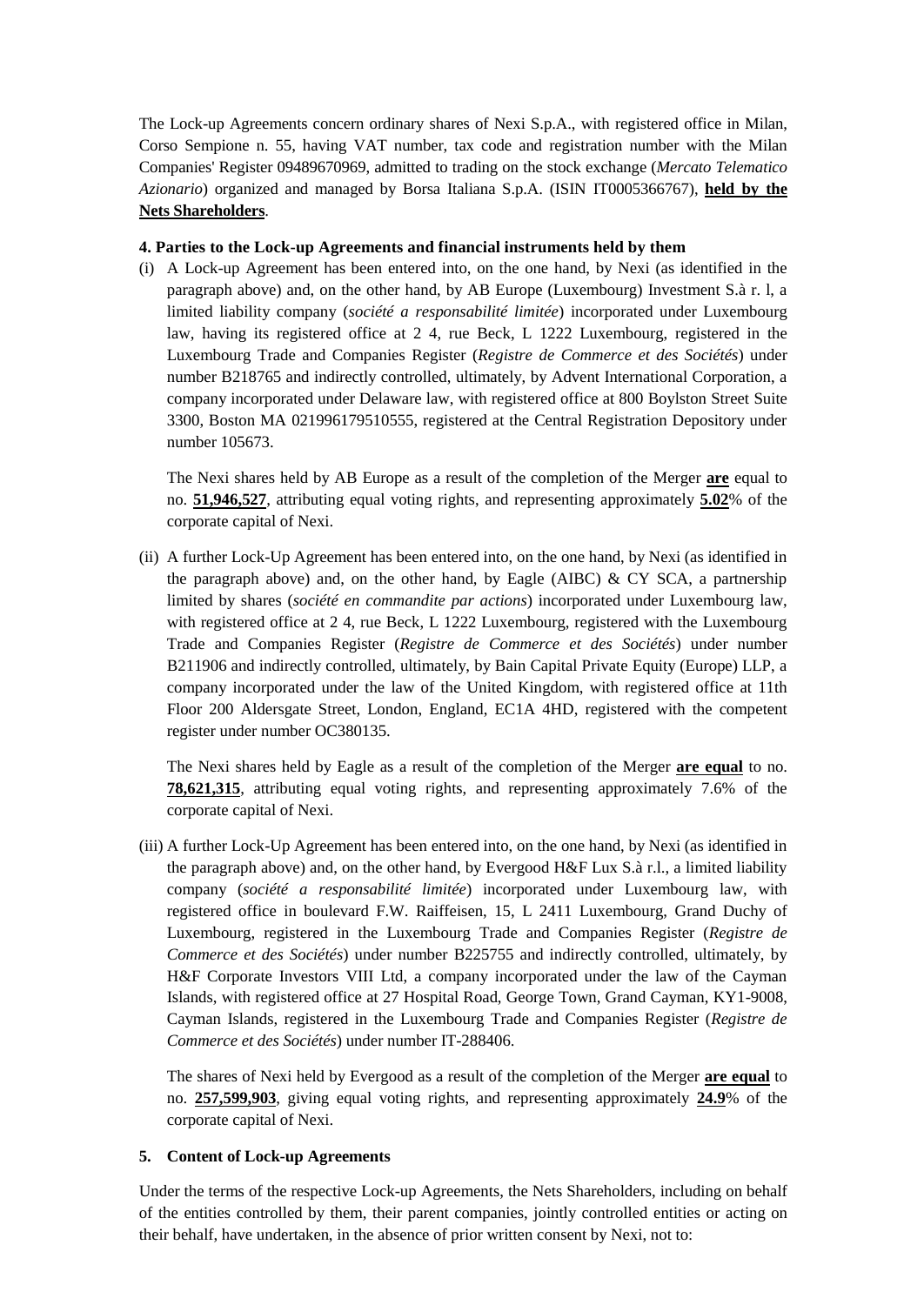The Lock-up Agreements concern ordinary shares of Nexi S.p.A., with registered office in Milan, Corso Sempione n. 55, having VAT number, tax code and registration number with the Milan Companies' Register 09489670969, admitted to trading on the stock exchange (*Mercato Telematico Azionario*) organized and managed by Borsa Italiana S.p.A. (ISIN IT0005366767), **held by the Nets Shareholders**.

**4. Parties to the Lock-up Agreements and financial instruments held by them**

(i) A Lock-up Agreement has been entered into, on the one hand, by Nexi (as identified in the paragraph above) and, on the other hand, by AB Europe (Luxembourg) Investment S.à r. l, a limited liability company (*société a responsabilité limitée*) incorporated under Luxembourg law, having its registered office at 2 4, rue Beck, L 1222 Luxembourg, registered in the Luxembourg Trade and Companies Register (*Registre de Commerce et des Sociétés*) under number B218765 and indirectly controlled, ultimately, by Advent International Corporation, a company incorporated under Delaware law, with registered office at 800 Boylston Street Suite 3300, Boston MA 021996179510555, registered at the Central Registration Depository under number 105673.

The Nexi shares held by AB Europe as a result of the completion of the Merger **are** equal to no. **51,946,527**, attributing equal voting rights, and representing approximately **5.02**% of the corporate capital of Nexi.

(ii) A further Lock-Up Agreement has been entered into, on the one hand, by Nexi (as identified in the paragraph above) and, on the other hand, by Eagle (AIBC) & CY SCA, a partnership limited by shares (*société en commandite par actions*) incorporated under Luxembourg law, with registered office at 2 4, rue Beck, L 1222 Luxembourg, registered with the Luxembourg Trade and Companies Register (*Registre de Commerce et des Sociétés*) under number B211906 and indirectly controlled, ultimately, by Bain Capital Private Equity (Europe) LLP, a company incorporated under the law of the United Kingdom, with registered office at 11th Floor 200 Aldersgate Street, London, England, EC1A 4HD, registered with the competent register under number OC380135.

The Nexi shares held by Eagle as a result of the completion of the Merger **are equal** to no. **78,621,315**, attributing equal voting rights, and representing approximately 7.6% of the corporate capital of Nexi.

(iii) A further Lock-Up Agreement has been entered into, on the one hand, by Nexi (as identified in the paragraph above) and, on the other hand, by Evergood H&F Lux S.à r.l., a limited liability company (*société a responsabilité limitée*) incorporated under Luxembourg law, with registered office in boulevard F.W. Raiffeisen, 15, L 2411 Luxembourg, Grand Duchy of Luxembourg, registered in the Luxembourg Trade and Companies Register (*Registre de Commerce et des Sociétés*) under number B225755 and indirectly controlled, ultimately, by H&F Corporate Investors VIII Ltd, a company incorporated under the law of the Cayman Islands, with registered office at 27 Hospital Road, George Town, Grand Cayman, KY1-9008, Cayman Islands, registered in the Luxembourg Trade and Companies Register (*Registre de Commerce et des Sociétés*) under number IT-288406.

The shares of Nexi held by Evergood as a result of the completion of the Merger **are equal** to no. **257,599,903**, giving equal voting rights, and representing approximately **24.9**% of the corporate capital of Nexi.

**5. Content of Lock-up Agreements**

Under the terms of the respective Lock-up Agreements, the Nets Shareholders, including on behalf of the entities controlled by them, their parent companies, jointly controlled entities or acting on their behalf, have undertaken, in the absence of prior written consent by Nexi, not to: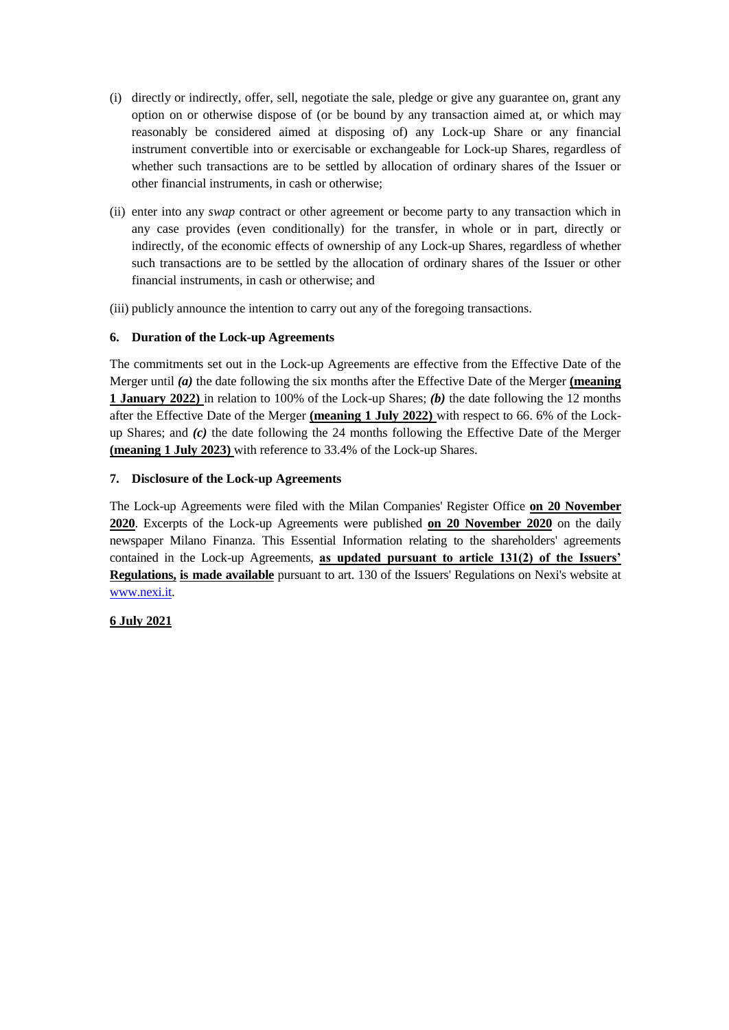(i) directly or indirectly, offer, sell, negotiate the sale, pledge or give any guarantee on, grant any option on or otherwise dispose of (or be bound by any transaction aimed at, or which may reasonably be considered aimed at disposing of) any Lock-up Share or any financial instrument convertible into or exercisable or exchangeable for Lock-up Shares, regardless of whether such transactions are to be settled by allocation of ordinary shares of the Issuer or other financial instruments, in cash or otherwise;

(ii) enter into any *swap* contract or other agreement or become party to any transaction which in any case provides (even conditionally) for the transfer, in whole or in part, directly or indirectly, of the economic effects of ownership of any Lock-up Shares, regardless of whether such transactions are to be settled by the allocation of ordinary shares of the Issuer or other financial instruments, in cash or otherwise; and

(iii) publicly announce the intention to carry out any of the foregoing transactions.

**6. Duration of the Lock-up Agreements**

The commitments set out in the Lock-up Agreements are effective from the Effective Date of the Merger until ***(a)*** the date following the six months after the Effective Date of the Merger **(meaning 1 January 2022)** in relation to 100% of the Lock-up Shares; ***(b)*** the date following the 12 months after the Effective Date of the Merger **(meaning 1 July 2022)** with respect to 66. 6% of the Lock-up Shares; and ***(c)*** the date following the 24 months following the Effective Date of the Merger **(meaning 1 July 2023)** with reference to 33.4% of the Lock-up Shares.

**7. Disclosure of the Lock-up Agreements**

The Lock-up Agreements were filed with the Milan Companies' Register Office **on 20 November 2020**. Excerpts of the Lock-up Agreements were published **on 20 November 2020** on the daily newspaper Milano Finanza. This Essential Information relating to the shareholders' agreements contained in the Lock-up Agreements, **as updated pursuant to article 131(2) of the Issuers' Regulations, is made available** pursuant to art. 130 of the Issuers' Regulations on Nexi's website at www.nexi.it.

**6 July 2021**